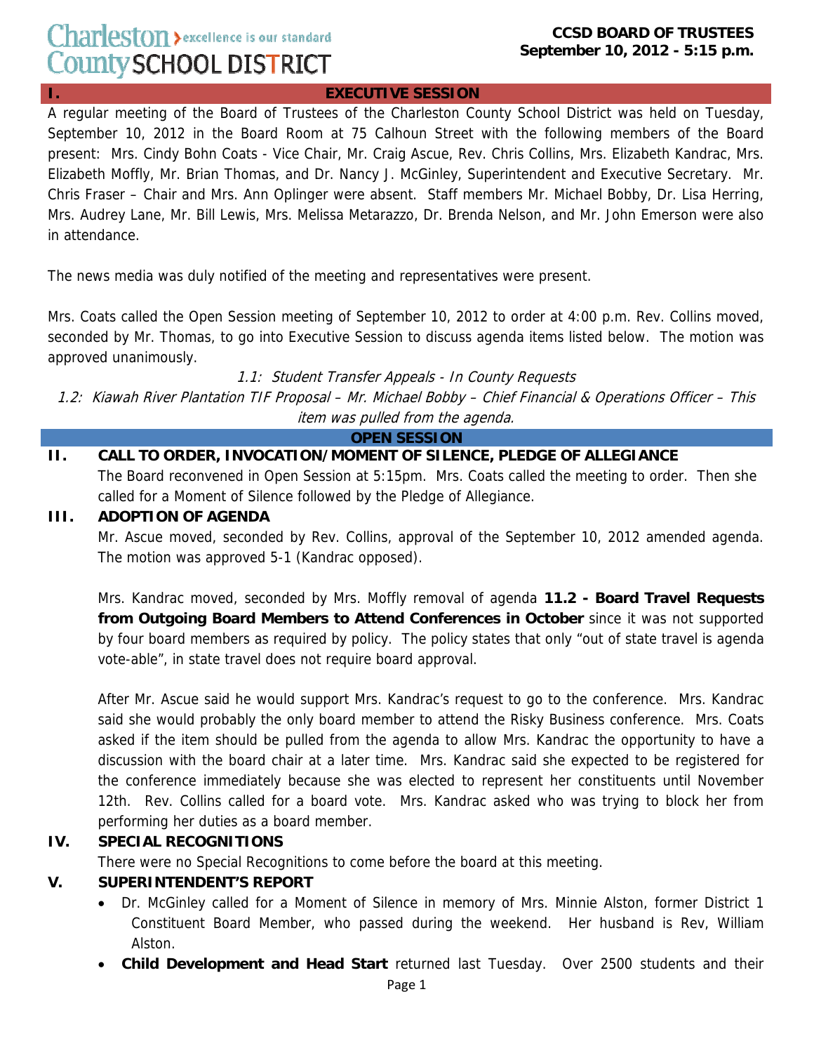Charleston County SCHOOL DISTRICT — excellence is our standard

**CCSD BOARD OF TRUSTEES**
**September 10, 2012 - 5:15 p.m.**

## I. EXECUTIVE SESSION

A regular meeting of the Board of Trustees of the Charleston County School District was held on Tuesday, September 10, 2012 in the Board Room at 75 Calhoun Street with the following members of the Board present: Mrs. Cindy Bohn Coats - Vice Chair, Mr. Craig Ascue, Rev. Chris Collins, Mrs. Elizabeth Kandrac, Mrs. Elizabeth Moffly, Mr. Brian Thomas, and Dr. Nancy J. McGinley, Superintendent and Executive Secretary. Mr. Chris Fraser – Chair and Mrs. Ann Oplinger were absent. Staff members Mr. Michael Bobby, Dr. Lisa Herring, Mrs. Audrey Lane, Mr. Bill Lewis, Mrs. Melissa Metarazzo, Dr. Brenda Nelson, and Mr. John Emerson were also in attendance.

The news media was duly notified of the meeting and representatives were present.

Mrs. Coats called the Open Session meeting of September 10, 2012 to order at 4:00 p.m. Rev. Collins moved, seconded by Mr. Thomas, to go into Executive Session to discuss agenda items listed below. The motion was approved unanimously.

*1.1: Student Transfer Appeals - In County Requests*

*1.2: Kiawah River Plantation TIF Proposal – Mr. Michael Bobby – Chief Financial & Operations Officer – This item was pulled from the agenda.*

## OPEN SESSION

## II. CALL TO ORDER, INVOCATION/MOMENT OF SILENCE, PLEDGE OF ALLEGIANCE

The Board reconvened in Open Session at 5:15pm. Mrs. Coats called the meeting to order. Then she called for a Moment of Silence followed by the Pledge of Allegiance.

## III. ADOPTION OF AGENDA

Mr. Ascue moved, seconded by Rev. Collins, approval of the September 10, 2012 amended agenda. The motion was approved 5-1 (Kandrac opposed).

Mrs. Kandrac moved, seconded by Mrs. Moffly removal of agenda **11.2 - Board Travel Requests from Outgoing Board Members to Attend Conferences in October** since it was not supported by four board members as required by policy. The policy states that only "out of state travel is agenda vote-able", in state travel does not require board approval.

After Mr. Ascue said he would support Mrs. Kandrac's request to go to the conference. Mrs. Kandrac said she would probably the only board member to attend the Risky Business conference. Mrs. Coats asked if the item should be pulled from the agenda to allow Mrs. Kandrac the opportunity to have a discussion with the board chair at a later time. Mrs. Kandrac said she expected to be registered for the conference immediately because she was elected to represent her constituents until November 12th. Rev. Collins called for a board vote. Mrs. Kandrac asked who was trying to block her from performing her duties as a board member.

## IV. SPECIAL RECOGNITIONS

There were no Special Recognitions to come before the board at this meeting.

## V. SUPERINTENDENT'S REPORT

- Dr. McGinley called for a Moment of Silence in memory of Mrs. Minnie Alston, former District 1 Constituent Board Member, who passed during the weekend. Her husband is Rev, William Alston.
- **Child Development and Head Start** returned last Tuesday. Over 2500 students and their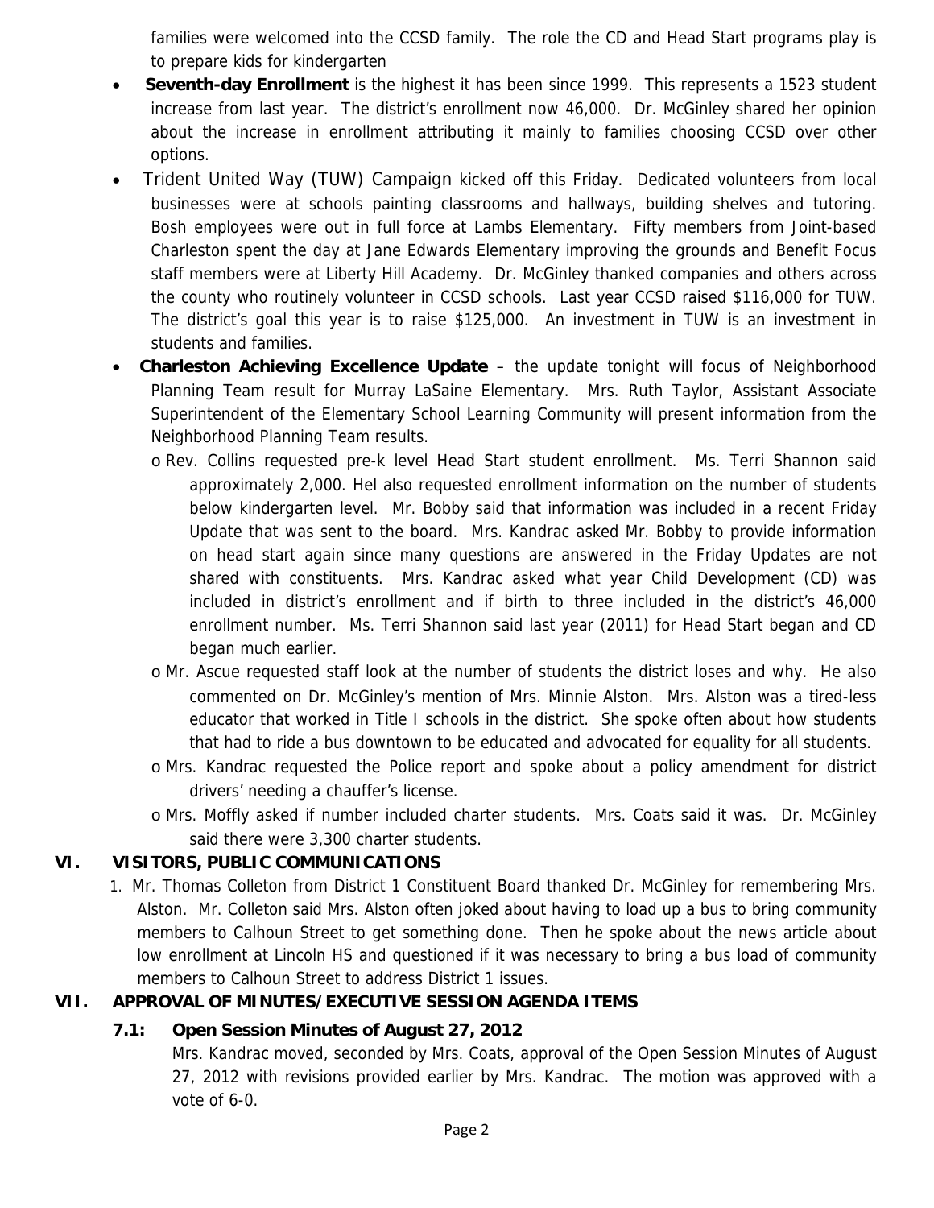families were welcomed into the CCSD family. The role the CD and Head Start programs play is to prepare kids for kindergarten

- **Seventh-day Enrollment** is the highest it has been since 1999. This represents a 1523 student increase from last year. The district's enrollment now 46,000. Dr. McGinley shared her opinion about the increase in enrollment attributing it mainly to families choosing CCSD over other options.
- Trident United Way (TUW) Campaign kicked off this Friday. Dedicated volunteers from local businesses were at schools painting classrooms and hallways, building shelves and tutoring. Bosh employees were out in full force at Lambs Elementary. Fifty members from Joint-based Charleston spent the day at Jane Edwards Elementary improving the grounds and Benefit Focus staff members were at Liberty Hill Academy. Dr. McGinley thanked companies and others across the county who routinely volunteer in CCSD schools. Last year CCSD raised $116,000 for TUW. The district's goal this year is to raise $125,000. An investment in TUW is an investment in students and families.
- **Charleston Achieving Excellence Update** – the update tonight will focus of Neighborhood Planning Team result for Murray LaSaine Elementary. Mrs. Ruth Taylor, Assistant Associate Superintendent of the Elementary School Learning Community will present information from the Neighborhood Planning Team results.
  - Rev. Collins requested pre-k level Head Start student enrollment. Ms. Terri Shannon said approximately 2,000. Hel also requested enrollment information on the number of students below kindergarten level. Mr. Bobby said that information was included in a recent Friday Update that was sent to the board. Mrs. Kandrac asked Mr. Bobby to provide information on head start again since many questions are answered in the Friday Updates are not shared with constituents. Mrs. Kandrac asked what year Child Development (CD) was included in district's enrollment and if birth to three included in the district's 46,000 enrollment number. Ms. Terri Shannon said last year (2011) for Head Start began and CD began much earlier.
  - Mr. Ascue requested staff look at the number of students the district loses and why. He also commented on Dr. McGinley's mention of Mrs. Minnie Alston. Mrs. Alston was a tired-less educator that worked in Title I schools in the district. She spoke often about how students that had to ride a bus downtown to be educated and advocated for equality for all students.
  - Mrs. Kandrac requested the Police report and spoke about a policy amendment for district drivers' needing a chauffer's license.
  - Mrs. Moffly asked if number included charter students. Mrs. Coats said it was. Dr. McGinley said there were 3,300 charter students.

## VI. VISITORS, PUBLIC COMMUNICATIONS

1. Mr. Thomas Colleton from District 1 Constituent Board thanked Dr. McGinley for remembering Mrs. Alston. Mr. Colleton said Mrs. Alston often joked about having to load up a bus to bring community members to Calhoun Street to get something done. Then he spoke about the news article about low enrollment at Lincoln HS and questioned if it was necessary to bring a bus load of community members to Calhoun Street to address District 1 issues.

## VII. APPROVAL OF MINUTES/EXECUTIVE SESSION AGENDA ITEMS

### 7.1: Open Session Minutes of August 27, 2012

Mrs. Kandrac moved, seconded by Mrs. Coats, approval of the Open Session Minutes of August 27, 2012 with revisions provided earlier by Mrs. Kandrac. The motion was approved with a vote of 6-0.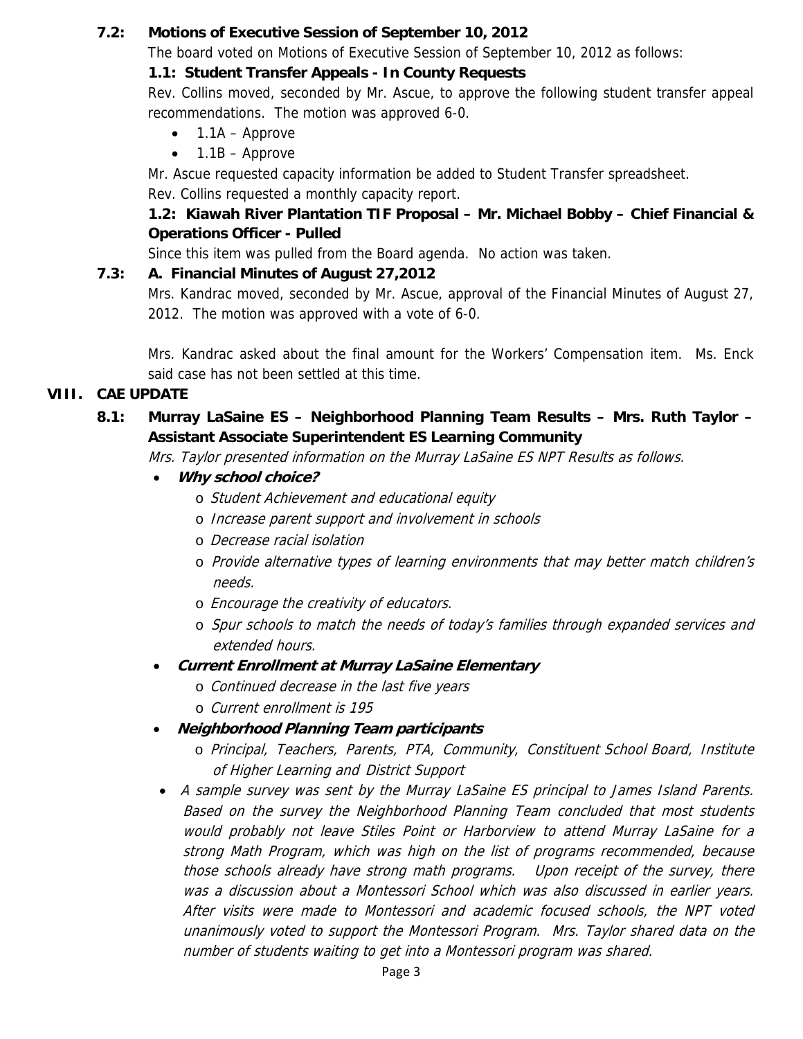**7.2: Motions of Executive Session of September 10, 2012**

The board voted on Motions of Executive Session of September 10, 2012 as follows:

**1.1: Student Transfer Appeals - In County Requests**

Rev. Collins moved, seconded by Mr. Ascue, to approve the following student transfer appeal recommendations. The motion was approved 6-0.

- 1.1A – Approve
- 1.1B – Approve

Mr. Ascue requested capacity information be added to Student Transfer spreadsheet.

Rev. Collins requested a monthly capacity report.

**1.2: Kiawah River Plantation TIF Proposal – Mr. Michael Bobby – Chief Financial & Operations Officer - Pulled**

Since this item was pulled from the Board agenda. No action was taken.

**7.3: A. Financial Minutes of August 27,2012**

Mrs. Kandrac moved, seconded by Mr. Ascue, approval of the Financial Minutes of August 27, 2012. The motion was approved with a vote of 6-0.

Mrs. Kandrac asked about the final amount for the Workers' Compensation item. Ms. Enck said case has not been settled at this time.

## VIII. CAE UPDATE

**8.1: Murray LaSaine ES – Neighborhood Planning Team Results – Mrs. Ruth Taylor – Assistant Associate Superintendent ES Learning Community**

*Mrs. Taylor presented information on the Murray LaSaine ES NPT Results as follows.*

- ***Why school choice?***
  - *Student Achievement and educational equity*
  - *Increase parent support and involvement in schools*
  - *Decrease racial isolation*
  - *Provide alternative types of learning environments that may better match children's needs.*
  - *Encourage the creativity of educators.*
  - *Spur schools to match the needs of today's families through expanded services and extended hours.*
- ***Current Enrollment at Murray LaSaine Elementary***
  - *Continued decrease in the last five years*
  - *Current enrollment is 195*
- ***Neighborhood Planning Team participants***
  - *Principal, Teachers, Parents, PTA, Community, Constituent School Board, Institute of Higher Learning and District Support*
- *A sample survey was sent by the Murray LaSaine ES principal to James Island Parents. Based on the survey the Neighborhood Planning Team concluded that most students would probably not leave Stiles Point or Harborview to attend Murray LaSaine for a strong Math Program, which was high on the list of programs recommended, because those schools already have strong math programs. Upon receipt of the survey, there was a discussion about a Montessori School which was also discussed in earlier years. After visits were made to Montessori and academic focused schools, the NPT voted unanimously voted to support the Montessori Program. Mrs. Taylor shared data on the number of students waiting to get into a Montessori program was shared.*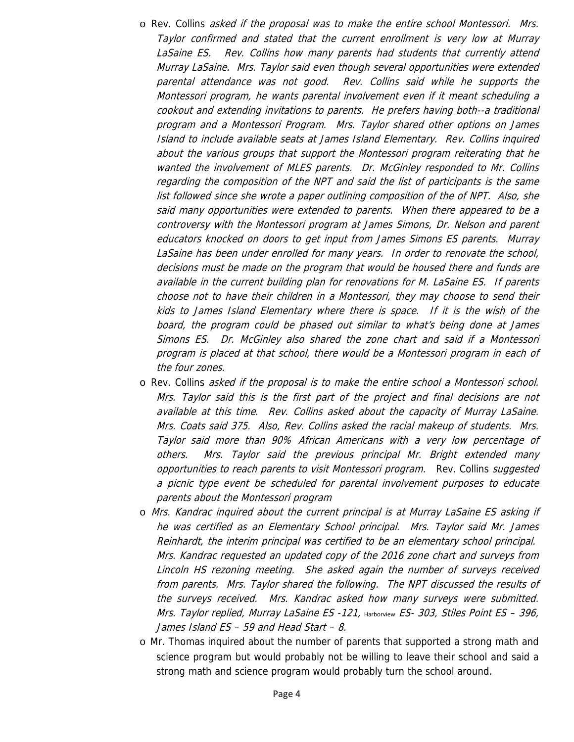- Rev. Collins *asked if the proposal was to make the entire school Montessori. Mrs. Taylor confirmed and stated that the current enrollment is very low at Murray LaSaine ES. Rev. Collins how many parents had students that currently attend Murray LaSaine. Mrs. Taylor said even though several opportunities were extended parental attendance was not good. Rev. Collins said while he supports the Montessori program, he wants parental involvement even if it meant scheduling a cookout and extending invitations to parents. He prefers having both--a traditional program and a Montessori Program. Mrs. Taylor shared other options on James Island to include available seats at James Island Elementary. Rev. Collins inquired about the various groups that support the Montessori program reiterating that he wanted the involvement of MLES parents. Dr. McGinley responded to Mr. Collins regarding the composition of the NPT and said the list of participants is the same list followed since she wrote a paper outlining composition of the of NPT. Also, she said many opportunities were extended to parents. When there appeared to be a controversy with the Montessori program at James Simons, Dr. Nelson and parent educators knocked on doors to get input from James Simons ES parents. Murray LaSaine has been under enrolled for many years. In order to renovate the school, decisions must be made on the program that would be housed there and funds are available in the current building plan for renovations for M. LaSaine ES. If parents choose not to have their children in a Montessori, they may choose to send their kids to James Island Elementary where there is space. If it is the wish of the board, the program could be phased out similar to what's being done at James Simons ES. Dr. McGinley also shared the zone chart and said if a Montessori program is placed at that school, there would be a Montessori program in each of the four zones.*
- Rev. Collins *asked if the proposal is to make the entire school a Montessori school. Mrs. Taylor said this is the first part of the project and final decisions are not available at this time. Rev. Collins asked about the capacity of Murray LaSaine. Mrs. Coats said 375. Also, Rev. Collins asked the racial makeup of students. Mrs. Taylor said more than 90% African Americans with a very low percentage of others. Mrs. Taylor said the previous principal Mr. Bright extended many opportunities to reach parents to visit Montessori program.* Rev. Collins *suggested a picnic type event be scheduled for parental involvement purposes to educate parents about the Montessori program*
- *Mrs. Kandrac inquired about the current principal is at Murray LaSaine ES asking if he was certified as an Elementary School principal. Mrs. Taylor said Mr. James Reinhardt, the interim principal was certified to be an elementary school principal. Mrs. Kandrac requested an updated copy of the 2016 zone chart and surveys from Lincoln HS rezoning meeting. She asked again the number of surveys received from parents. Mrs. Taylor shared the following. The NPT discussed the results of the surveys received. Mrs. Kandrac asked how many surveys were submitted. Mrs. Taylor replied, Murray LaSaine ES -121, Harborview ES- 303, Stiles Point ES – 396, James Island ES – 59 and Head Start – 8.*
- Mr. Thomas inquired about the number of parents that supported a strong math and science program but would probably not be willing to leave their school and said a strong math and science program would probably turn the school around.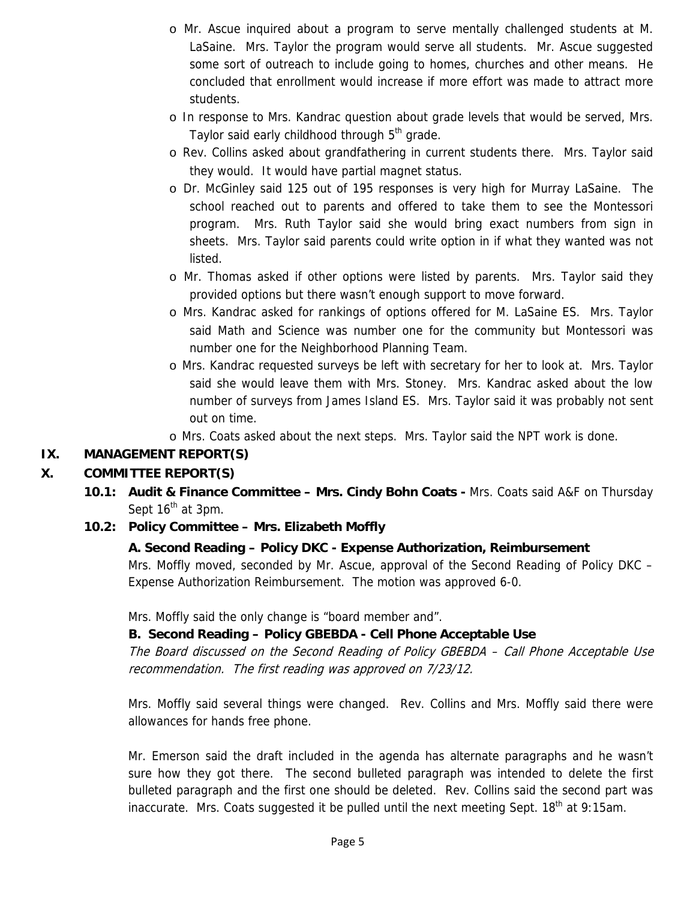- Mr. Ascue inquired about a program to serve mentally challenged students at M. LaSaine. Mrs. Taylor the program would serve all students. Mr. Ascue suggested some sort of outreach to include going to homes, churches and other means. He concluded that enrollment would increase if more effort was made to attract more students.
- In response to Mrs. Kandrac question about grade levels that would be served, Mrs. Taylor said early childhood through 5th grade.
- Rev. Collins asked about grandfathering in current students there. Mrs. Taylor said they would. It would have partial magnet status.
- Dr. McGinley said 125 out of 195 responses is very high for Murray LaSaine. The school reached out to parents and offered to take them to see the Montessori program. Mrs. Ruth Taylor said she would bring exact numbers from sign in sheets. Mrs. Taylor said parents could write option in if what they wanted was not listed.
- Mr. Thomas asked if other options were listed by parents. Mrs. Taylor said they provided options but there wasn't enough support to move forward.
- Mrs. Kandrac asked for rankings of options offered for M. LaSaine ES. Mrs. Taylor said Math and Science was number one for the community but Montessori was number one for the Neighborhood Planning Team.
- Mrs. Kandrac requested surveys be left with secretary for her to look at. Mrs. Taylor said she would leave them with Mrs. Stoney. Mrs. Kandrac asked about the low number of surveys from James Island ES. Mrs. Taylor said it was probably not sent out on time.
- Mrs. Coats asked about the next steps. Mrs. Taylor said the NPT work is done.

## IX. MANAGEMENT REPORT(S)

## X. COMMITTEE REPORT(S)

**10.1: Audit & Finance Committee – Mrs. Cindy Bohn Coats -** Mrs. Coats said A&F on Thursday Sept 16th at 3pm.

**10.2: Policy Committee – Mrs. Elizabeth Moffly**

**A. Second Reading – Policy DKC - Expense Authorization, Reimbursement**

Mrs. Moffly moved, seconded by Mr. Ascue, approval of the Second Reading of Policy DKC – Expense Authorization Reimbursement. The motion was approved 6-0.

Mrs. Moffly said the only change is "board member and".

**B. Second Reading – Policy GBEBDA - Cell Phone Acceptable Use**

*The Board discussed on the Second Reading of Policy GBEBDA – Call Phone Acceptable Use recommendation. The first reading was approved on 7/23/12.*

Mrs. Moffly said several things were changed. Rev. Collins and Mrs. Moffly said there were allowances for hands free phone.

Mr. Emerson said the draft included in the agenda has alternate paragraphs and he wasn't sure how they got there. The second bulleted paragraph was intended to delete the first bulleted paragraph and the first one should be deleted. Rev. Collins said the second part was inaccurate. Mrs. Coats suggested it be pulled until the next meeting Sept. 18th at 9:15am.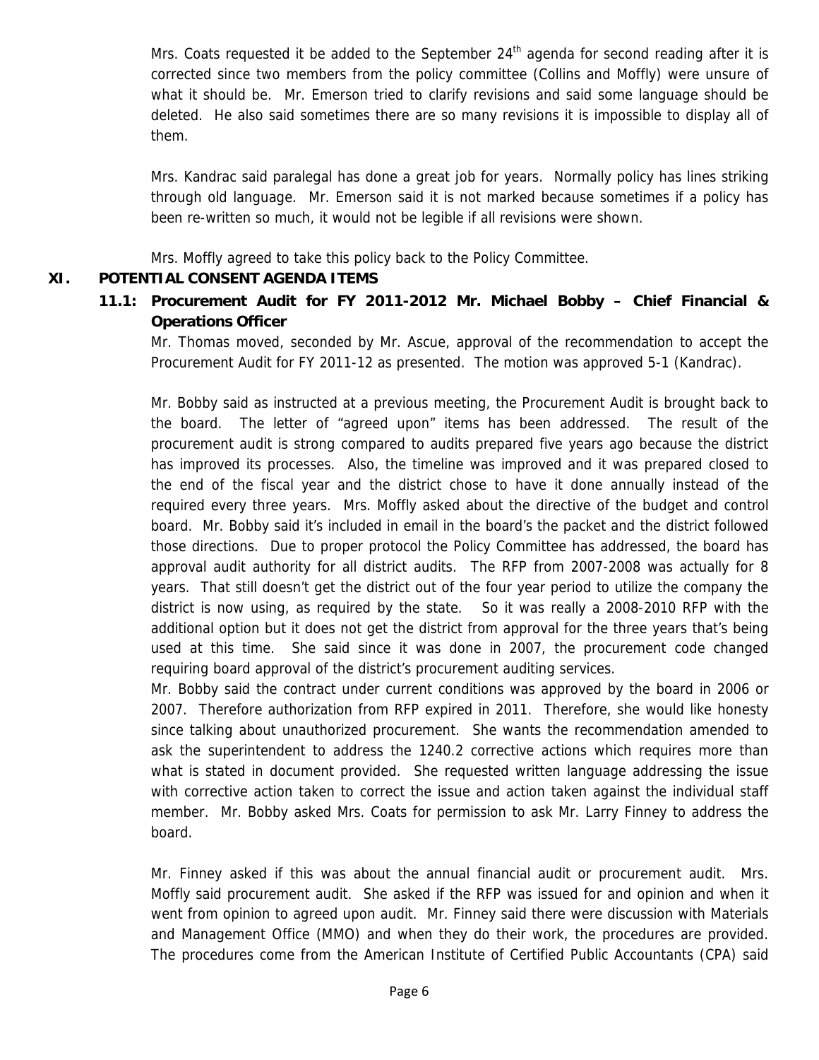Mrs. Coats requested it be added to the September 24th agenda for second reading after it is corrected since two members from the policy committee (Collins and Moffly) were unsure of what it should be. Mr. Emerson tried to clarify revisions and said some language should be deleted. He also said sometimes there are so many revisions it is impossible to display all of them.

Mrs. Kandrac said paralegal has done a great job for years. Normally policy has lines striking through old language. Mr. Emerson said it is not marked because sometimes if a policy has been re-written so much, it would not be legible if all revisions were shown.

Mrs. Moffly agreed to take this policy back to the Policy Committee.

## XI. POTENTIAL CONSENT AGENDA ITEMS

### 11.1: Procurement Audit for FY 2011-2012 Mr. Michael Bobby – Chief Financial & Operations Officer

Mr. Thomas moved, seconded by Mr. Ascue, approval of the recommendation to accept the Procurement Audit for FY 2011-12 as presented. The motion was approved 5-1 (Kandrac).

Mr. Bobby said as instructed at a previous meeting, the Procurement Audit is brought back to the board. The letter of "agreed upon" items has been addressed. The result of the procurement audit is strong compared to audits prepared five years ago because the district has improved its processes. Also, the timeline was improved and it was prepared closed to the end of the fiscal year and the district chose to have it done annually instead of the required every three years. Mrs. Moffly asked about the directive of the budget and control board. Mr. Bobby said it's included in email in the board's the packet and the district followed those directions. Due to proper protocol the Policy Committee has addressed, the board has approval audit authority for all district audits. The RFP from 2007-2008 was actually for 8 years. That still doesn't get the district out of the four year period to utilize the company the district is now using, as required by the state. So it was really a 2008-2010 RFP with the additional option but it does not get the district from approval for the three years that's being used at this time. She said since it was done in 2007, the procurement code changed requiring board approval of the district's procurement auditing services.

Mr. Bobby said the contract under current conditions was approved by the board in 2006 or 2007. Therefore authorization from RFP expired in 2011. Therefore, she would like honesty since talking about unauthorized procurement. She wants the recommendation amended to ask the superintendent to address the 1240.2 corrective actions which requires more than what is stated in document provided. She requested written language addressing the issue with corrective action taken to correct the issue and action taken against the individual staff member. Mr. Bobby asked Mrs. Coats for permission to ask Mr. Larry Finney to address the board.

Mr. Finney asked if this was about the annual financial audit or procurement audit. Mrs. Moffly said procurement audit. She asked if the RFP was issued for and opinion and when it went from opinion to agreed upon audit. Mr. Finney said there were discussion with Materials and Management Office (MMO) and when they do their work, the procedures are provided. The procedures come from the American Institute of Certified Public Accountants (CPA) said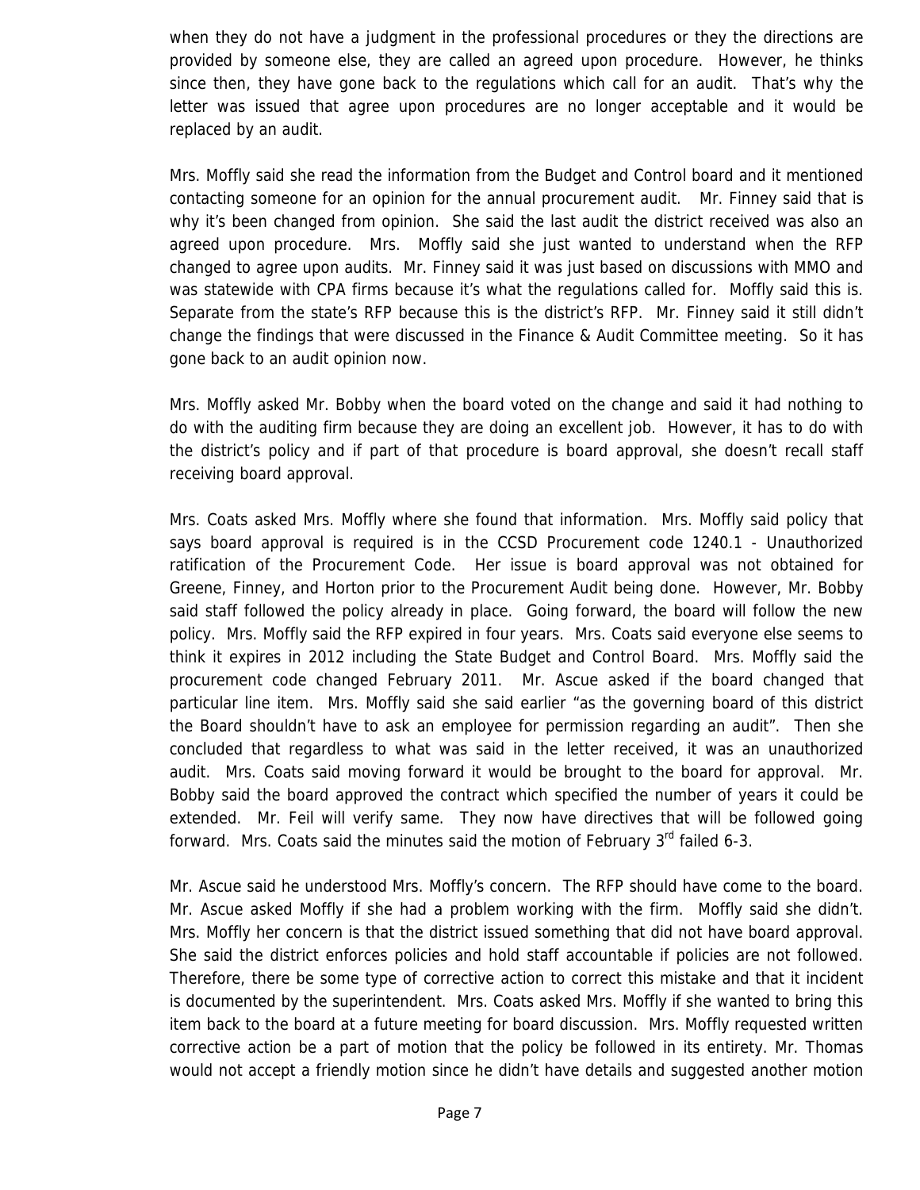when they do not have a judgment in the professional procedures or they the directions are provided by someone else, they are called an agreed upon procedure. However, he thinks since then, they have gone back to the regulations which call for an audit. That's why the letter was issued that agree upon procedures are no longer acceptable and it would be replaced by an audit.

Mrs. Moffly said she read the information from the Budget and Control board and it mentioned contacting someone for an opinion for the annual procurement audit. Mr. Finney said that is why it's been changed from opinion. She said the last audit the district received was also an agreed upon procedure. Mrs. Moffly said she just wanted to understand when the RFP changed to agree upon audits. Mr. Finney said it was just based on discussions with MMO and was statewide with CPA firms because it's what the regulations called for. Moffly said this is. Separate from the state's RFP because this is the district's RFP. Mr. Finney said it still didn't change the findings that were discussed in the Finance & Audit Committee meeting. So it has gone back to an audit opinion now.

Mrs. Moffly asked Mr. Bobby when the board voted on the change and said it had nothing to do with the auditing firm because they are doing an excellent job. However, it has to do with the district's policy and if part of that procedure is board approval, she doesn't recall staff receiving board approval.

Mrs. Coats asked Mrs. Moffly where she found that information. Mrs. Moffly said policy that says board approval is required is in the CCSD Procurement code 1240.1 - Unauthorized ratification of the Procurement Code. Her issue is board approval was not obtained for Greene, Finney, and Horton prior to the Procurement Audit being done. However, Mr. Bobby said staff followed the policy already in place. Going forward, the board will follow the new policy. Mrs. Moffly said the RFP expired in four years. Mrs. Coats said everyone else seems to think it expires in 2012 including the State Budget and Control Board. Mrs. Moffly said the procurement code changed February 2011. Mr. Ascue asked if the board changed that particular line item. Mrs. Moffly said she said earlier "as the governing board of this district the Board shouldn't have to ask an employee for permission regarding an audit". Then she concluded that regardless to what was said in the letter received, it was an unauthorized audit. Mrs. Coats said moving forward it would be brought to the board for approval. Mr. Bobby said the board approved the contract which specified the number of years it could be extended. Mr. Feil will verify same. They now have directives that will be followed going forward. Mrs. Coats said the minutes said the motion of February 3rd failed 6-3.

Mr. Ascue said he understood Mrs. Moffly's concern. The RFP should have come to the board. Mr. Ascue asked Moffly if she had a problem working with the firm. Moffly said she didn't. Mrs. Moffly her concern is that the district issued something that did not have board approval. She said the district enforces policies and hold staff accountable if policies are not followed. Therefore, there be some type of corrective action to correct this mistake and that it incident is documented by the superintendent. Mrs. Coats asked Mrs. Moffly if she wanted to bring this item back to the board at a future meeting for board discussion. Mrs. Moffly requested written corrective action be a part of motion that the policy be followed in its entirety. Mr. Thomas would not accept a friendly motion since he didn't have details and suggested another motion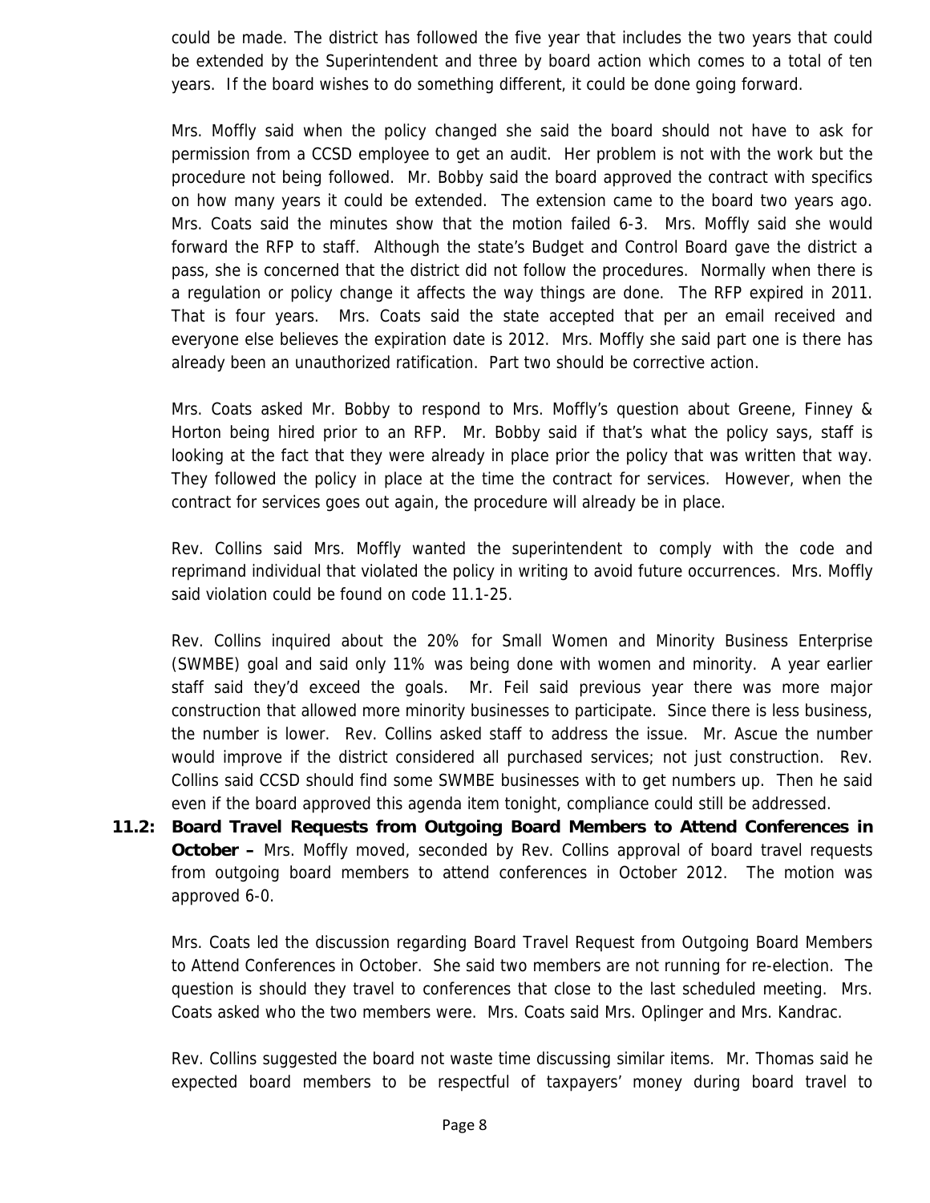could be made. The district has followed the five year that includes the two years that could be extended by the Superintendent and three by board action which comes to a total of ten years. If the board wishes to do something different, it could be done going forward.

Mrs. Moffly said when the policy changed she said the board should not have to ask for permission from a CCSD employee to get an audit. Her problem is not with the work but the procedure not being followed. Mr. Bobby said the board approved the contract with specifics on how many years it could be extended. The extension came to the board two years ago. Mrs. Coats said the minutes show that the motion failed 6-3. Mrs. Moffly said she would forward the RFP to staff. Although the state's Budget and Control Board gave the district a pass, she is concerned that the district did not follow the procedures. Normally when there is a regulation or policy change it affects the way things are done. The RFP expired in 2011. That is four years. Mrs. Coats said the state accepted that per an email received and everyone else believes the expiration date is 2012. Mrs. Moffly she said part one is there has already been an unauthorized ratification. Part two should be corrective action.

Mrs. Coats asked Mr. Bobby to respond to Mrs. Moffly's question about Greene, Finney & Horton being hired prior to an RFP. Mr. Bobby said if that's what the policy says, staff is looking at the fact that they were already in place prior the policy that was written that way. They followed the policy in place at the time the contract for services. However, when the contract for services goes out again, the procedure will already be in place.

Rev. Collins said Mrs. Moffly wanted the superintendent to comply with the code and reprimand individual that violated the policy in writing to avoid future occurrences. Mrs. Moffly said violation could be found on code 11.1-25.

Rev. Collins inquired about the 20% for Small Women and Minority Business Enterprise (SWMBE) goal and said only 11% was being done with women and minority. A year earlier staff said they'd exceed the goals. Mr. Feil said previous year there was more major construction that allowed more minority businesses to participate. Since there is less business, the number is lower. Rev. Collins asked staff to address the issue. Mr. Ascue the number would improve if the district considered all purchased services; not just construction. Rev. Collins said CCSD should find some SWMBE businesses with to get numbers up. Then he said even if the board approved this agenda item tonight, compliance could still be addressed.

**11.2: Board Travel Requests from Outgoing Board Members to Attend Conferences in October –** Mrs. Moffly moved, seconded by Rev. Collins approval of board travel requests from outgoing board members to attend conferences in October 2012. The motion was approved 6-0.

Mrs. Coats led the discussion regarding Board Travel Request from Outgoing Board Members to Attend Conferences in October. She said two members are not running for re-election. The question is should they travel to conferences that close to the last scheduled meeting. Mrs. Coats asked who the two members were. Mrs. Coats said Mrs. Oplinger and Mrs. Kandrac.

Rev. Collins suggested the board not waste time discussing similar items. Mr. Thomas said he expected board members to be respectful of taxpayers' money during board travel to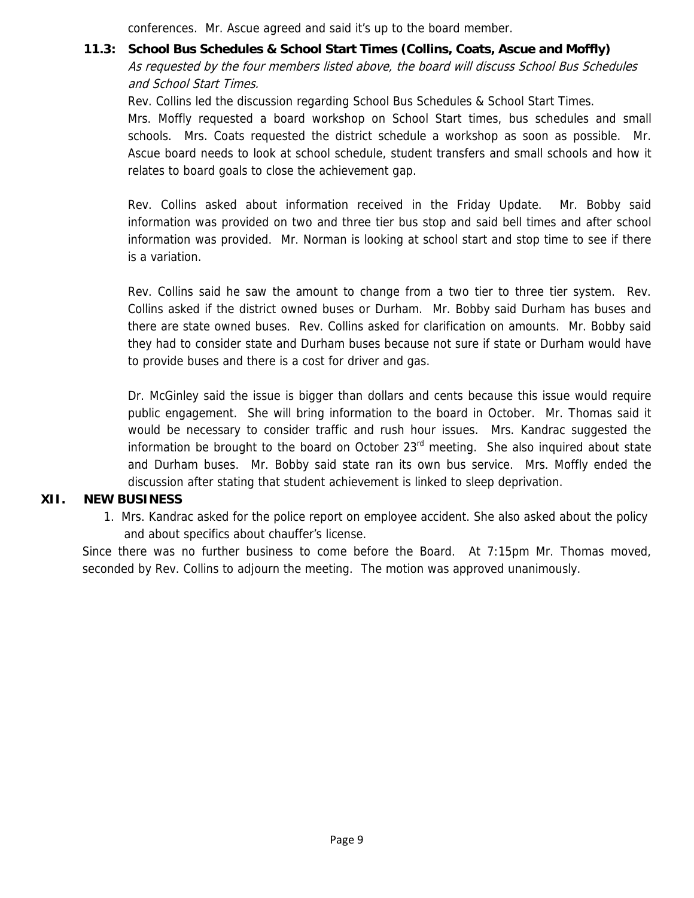conferences. Mr. Ascue agreed and said it's up to the board member.

**11.3: School Bus Schedules & School Start Times (Collins, Coats, Ascue and Moffly)**

*As requested by the four members listed above, the board will discuss School Bus Schedules and School Start Times.*

Rev. Collins led the discussion regarding School Bus Schedules & School Start Times.

Mrs. Moffly requested a board workshop on School Start times, bus schedules and small schools. Mrs. Coats requested the district schedule a workshop as soon as possible. Mr. Ascue board needs to look at school schedule, student transfers and small schools and how it relates to board goals to close the achievement gap.

Rev. Collins asked about information received in the Friday Update. Mr. Bobby said information was provided on two and three tier bus stop and said bell times and after school information was provided. Mr. Norman is looking at school start and stop time to see if there is a variation.

Rev. Collins said he saw the amount to change from a two tier to three tier system. Rev. Collins asked if the district owned buses or Durham. Mr. Bobby said Durham has buses and there are state owned buses. Rev. Collins asked for clarification on amounts. Mr. Bobby said they had to consider state and Durham buses because not sure if state or Durham would have to provide buses and there is a cost for driver and gas.

Dr. McGinley said the issue is bigger than dollars and cents because this issue would require public engagement. She will bring information to the board in October. Mr. Thomas said it would be necessary to consider traffic and rush hour issues. Mrs. Kandrac suggested the information be brought to the board on October 23rd meeting. She also inquired about state and Durham buses. Mr. Bobby said state ran its own bus service. Mrs. Moffly ended the discussion after stating that student achievement is linked to sleep deprivation.

## XII. NEW BUSINESS

1. Mrs. Kandrac asked for the police report on employee accident. She also asked about the policy and about specifics about chauffer's license.

Since there was no further business to come before the Board. At 7:15pm Mr. Thomas moved, seconded by Rev. Collins to adjourn the meeting. The motion was approved unanimously.